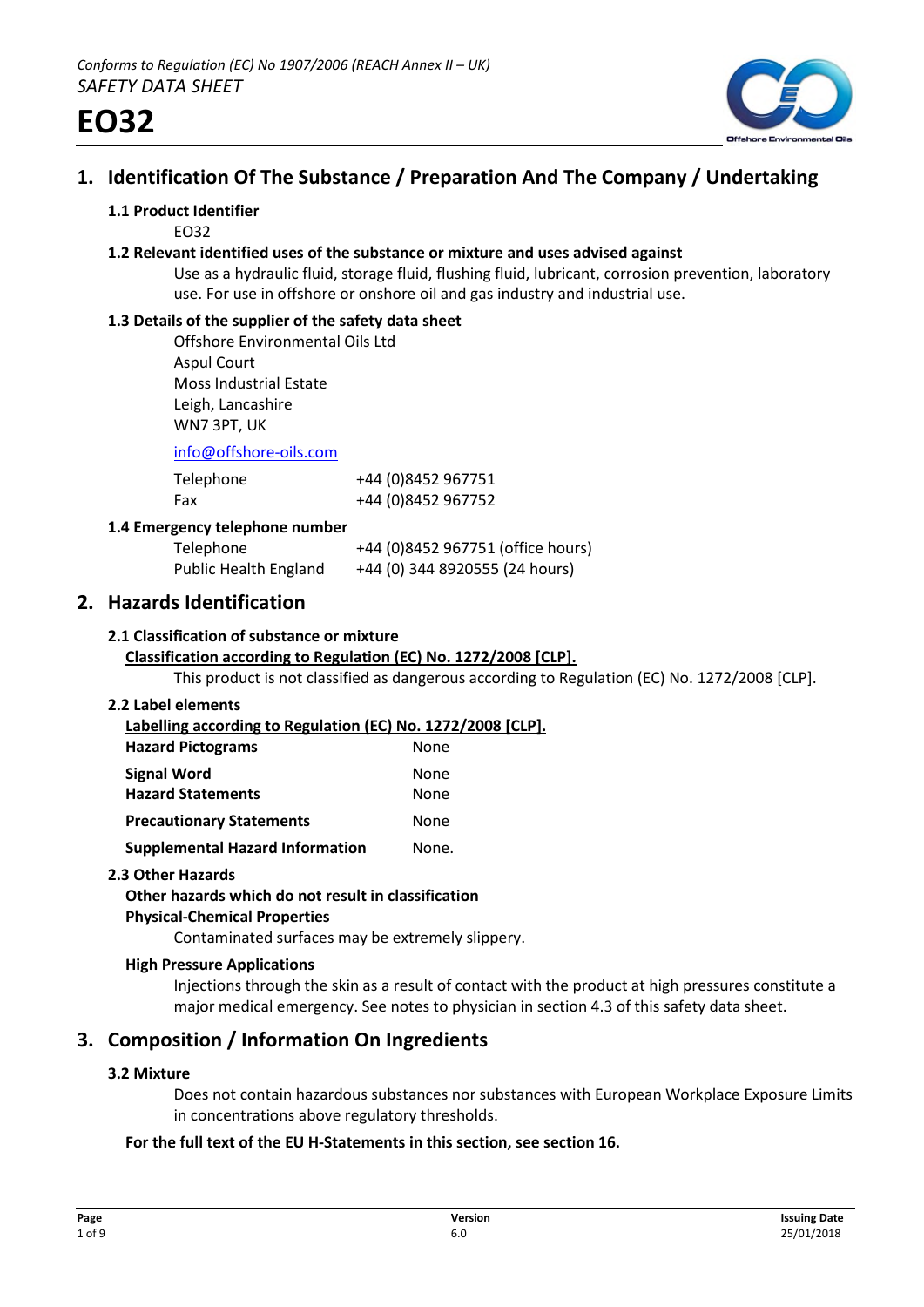*Conforms to Regulation (EC) No 1907/2006 (REACH Annex II – UK)*
*SAFETY DATA SHEET*

# EO32

## 1. Identification Of The Substance / Preparation And The Company / Undertaking

### 1.1 Product Identifier

EO32

### 1.2 Relevant identified uses of the substance or mixture and uses advised against

Use as a hydraulic fluid, storage fluid, flushing fluid, lubricant, corrosion prevention, laboratory use. For use in offshore or onshore oil and gas industry and industrial use.

### 1.3 Details of the supplier of the safety data sheet

Offshore Environmental Oils Ltd
Aspul Court
Moss Industrial Estate
Leigh, Lancashire
WN7 3PT, UK

info@offshore-oils.com

| | |
|---|---|
| Telephone | +44 (0)8452 967751 |
| Fax | +44 (0)8452 967752 |

### 1.4 Emergency telephone number

| | |
|---|---|
| Telephone | +44 (0)8452 967751 (office hours) |
| Public Health England | +44 (0) 344 8920555 (24 hours) |

## 2. Hazards Identification

### 2.1 Classification of substance or mixture

**Classification according to Regulation (EC) No. 1272/2008 [CLP].**

This product is not classified as dangerous according to Regulation (EC) No. 1272/2008 [CLP].

### 2.2 Label elements

**Labelling according to Regulation (EC) No. 1272/2008 [CLP].**

| | |
|---|---|
| **Hazard Pictograms** | None |
| **Signal Word** | None |
| **Hazard Statements** | None |
| **Precautionary Statements** | None |
| **Supplemental Hazard Information** | None. |

### 2.3 Other Hazards

**Other hazards which do not result in classification**

**Physical-Chemical Properties**

Contaminated surfaces may be extremely slippery.

**High Pressure Applications**

Injections through the skin as a result of contact with the product at high pressures constitute a major medical emergency. See notes to physician in section 4.3 of this safety data sheet.

## 3. Composition / Information On Ingredients

### 3.2 Mixture

Does not contain hazardous substances nor substances with European Workplace Exposure Limits in concentrations above regulatory thresholds.

**For the full text of the EU H-Statements in this section, see section 16.**

| Page | Version | Issuing Date |
|---|---|---|
| 1 of 9 | 6.0 | 25/01/2018 |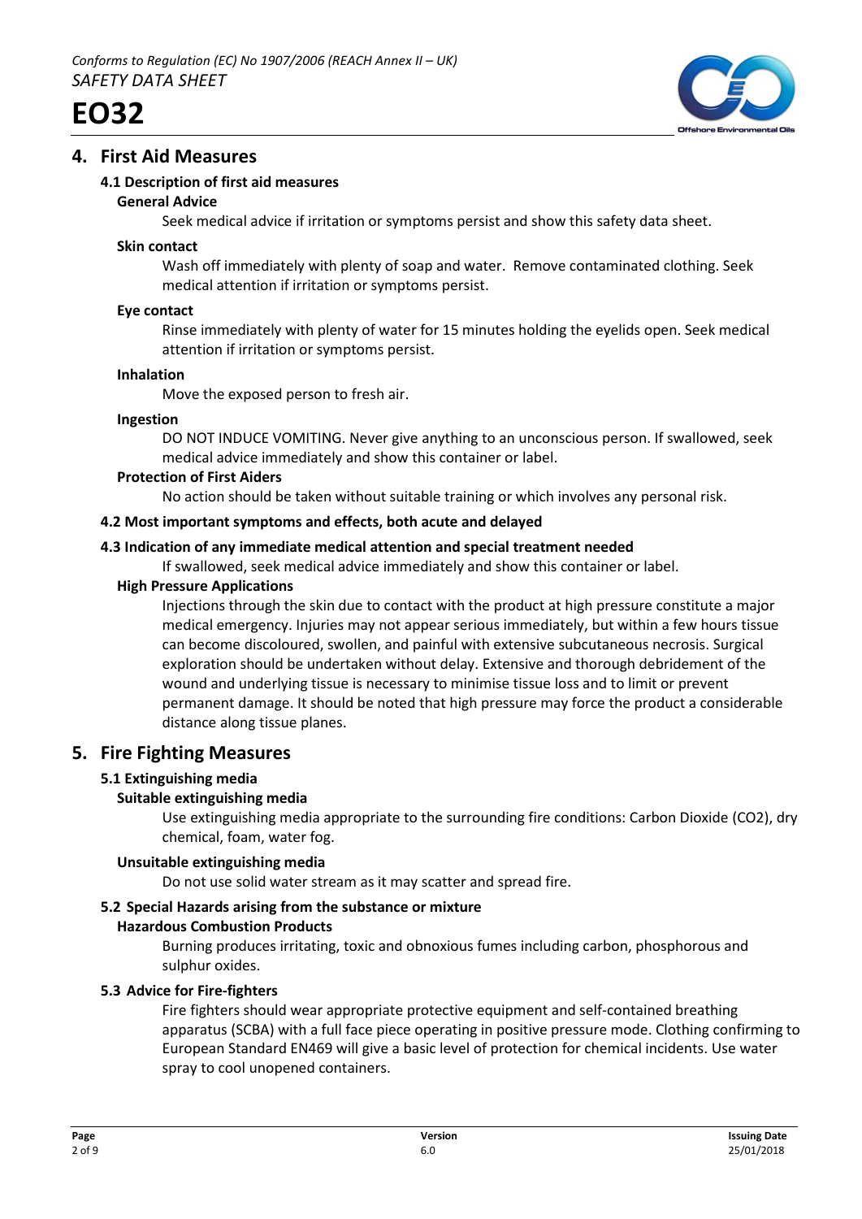## 4. First Aid Measures

### 4.1 Description of first aid measures

**General Advice**

Seek medical advice if irritation or symptoms persist and show this safety data sheet.

**Skin contact**

Wash off immediately with plenty of soap and water. Remove contaminated clothing. Seek medical attention if irritation or symptoms persist.

**Eye contact**

Rinse immediately with plenty of water for 15 minutes holding the eyelids open. Seek medical attention if irritation or symptoms persist.

**Inhalation**

Move the exposed person to fresh air.

**Ingestion**

DO NOT INDUCE VOMITING. Never give anything to an unconscious person. If swallowed, seek medical advice immediately and show this container or label.

**Protection of First Aiders**

No action should be taken without suitable training or which involves any personal risk.

### 4.2 Most important symptoms and effects, both acute and delayed

### 4.3 Indication of any immediate medical attention and special treatment needed

If swallowed, seek medical advice immediately and show this container or label.

**High Pressure Applications**

Injections through the skin due to contact with the product at high pressure constitute a major medical emergency. Injuries may not appear serious immediately, but within a few hours tissue can become discoloured, swollen, and painful with extensive subcutaneous necrosis. Surgical exploration should be undertaken without delay. Extensive and thorough debridement of the wound and underlying tissue is necessary to minimise tissue loss and to limit or prevent permanent damage. It should be noted that high pressure may force the product a considerable distance along tissue planes.

## 5. Fire Fighting Measures

### 5.1 Extinguishing media

**Suitable extinguishing media**

Use extinguishing media appropriate to the surrounding fire conditions: Carbon Dioxide ($CO_2$), dry chemical, foam, water fog.

**Unsuitable extinguishing media**

Do not use solid water stream as it may scatter and spread fire.

### 5.2 Special Hazards arising from the substance or mixture

**Hazardous Combustion Products**

Burning produces irritating, toxic and obnoxious fumes including carbon, phosphorous and sulphur oxides.

### 5.3 Advice for Fire-fighters

Fire fighters should wear appropriate protective equipment and self-contained breathing apparatus (SCBA) with a full face piece operating in positive pressure mode. Clothing confirming to European Standard EN469 will give a basic level of protection for chemical incidents. Use water spray to cool unopened containers.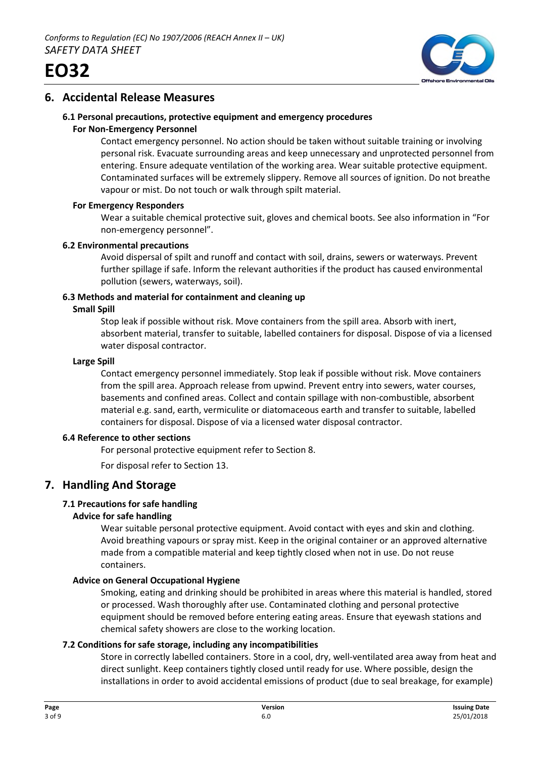## 6. Accidental Release Measures

### 6.1 Personal precautions, protective equipment and emergency procedures

**For Non-Emergency Personnel**

Contact emergency personnel. No action should be taken without suitable training or involving personal risk. Evacuate surrounding areas and keep unnecessary and unprotected personnel from entering. Ensure adequate ventilation of the working area. Wear suitable protective equipment. Contaminated surfaces will be extremely slippery. Remove all sources of ignition. Do not breathe vapour or mist. Do not touch or walk through spilt material.

**For Emergency Responders**

Wear a suitable chemical protective suit, gloves and chemical boots. See also information in "For non-emergency personnel".

### 6.2 Environmental precautions

Avoid dispersal of spilt and runoff and contact with soil, drains, sewers or waterways. Prevent further spillage if safe. Inform the relevant authorities if the product has caused environmental pollution (sewers, waterways, soil).

### 6.3 Methods and material for containment and cleaning up

**Small Spill**

Stop leak if possible without risk. Move containers from the spill area. Absorb with inert, absorbent material, transfer to suitable, labelled containers for disposal. Dispose of via a licensed water disposal contractor.

**Large Spill**

Contact emergency personnel immediately. Stop leak if possible without risk. Move containers from the spill area. Approach release from upwind. Prevent entry into sewers, water courses, basements and confined areas. Collect and contain spillage with non-combustible, absorbent material e.g. sand, earth, vermiculite or diatomaceous earth and transfer to suitable, labelled containers for disposal. Dispose of via a licensed water disposal contractor.

### 6.4 Reference to other sections

For personal protective equipment refer to Section 8.

For disposal refer to Section 13.

## 7. Handling And Storage

### 7.1 Precautions for safe handling

**Advice for safe handling**

Wear suitable personal protective equipment. Avoid contact with eyes and skin and clothing. Avoid breathing vapours or spray mist. Keep in the original container or an approved alternative made from a compatible material and keep tightly closed when not in use. Do not reuse containers.

**Advice on General Occupational Hygiene**

Smoking, eating and drinking should be prohibited in areas where this material is handled, stored or processed. Wash thoroughly after use. Contaminated clothing and personal protective equipment should be removed before entering eating areas. Ensure that eyewash stations and chemical safety showers are close to the working location.

### 7.2 Conditions for safe storage, including any incompatibilities

Store in correctly labelled containers. Store in a cool, dry, well-ventilated area away from heat and direct sunlight. Keep containers tightly closed until ready for use. Where possible, design the installations in order to avoid accidental emissions of product (due to seal breakage, for example)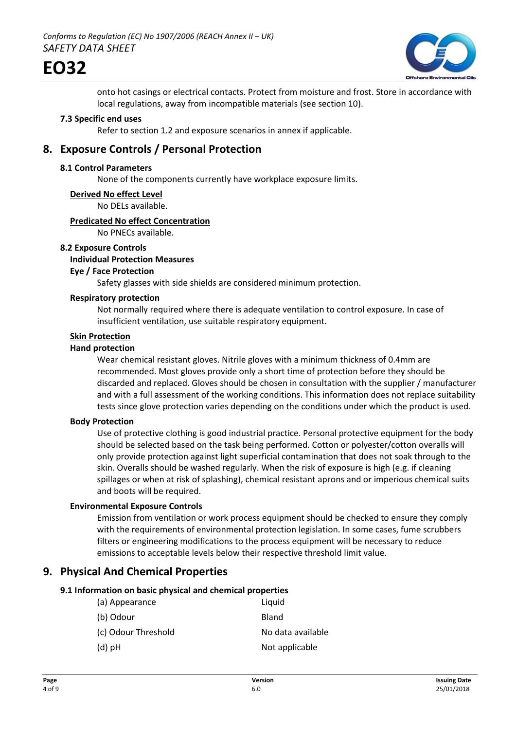onto hot casings or electrical contacts. Protect from moisture and frost. Store in accordance with local regulations, away from incompatible materials (see section 10).

### 7.3 Specific end uses

Refer to section 1.2 and exposure scenarios in annex if applicable.

## 8. Exposure Controls / Personal Protection

### 8.1 Control Parameters

None of the components currently have workplace exposure limits.

**Derived No effect Level**

No DELs available.

**Predicated No effect Concentration**

No PNECs available.

### 8.2 Exposure Controls

**Individual Protection Measures**

**Eye / Face Protection**

Safety glasses with side shields are considered minimum protection.

**Respiratory protection**

Not normally required where there is adequate ventilation to control exposure. In case of insufficient ventilation, use suitable respiratory equipment.

**Skin Protection**

**Hand protection**

Wear chemical resistant gloves. Nitrile gloves with a minimum thickness of 0.4mm are recommended. Most gloves provide only a short time of protection before they should be discarded and replaced. Gloves should be chosen in consultation with the supplier / manufacturer and with a full assessment of the working conditions. This information does not replace suitability tests since glove protection varies depending on the conditions under which the product is used.

**Body Protection**

Use of protective clothing is good industrial practice. Personal protective equipment for the body should be selected based on the task being performed. Cotton or polyester/cotton overalls will only provide protection against light superficial contamination that does not soak through to the skin. Overalls should be washed regularly. When the risk of exposure is high (e.g. if cleaning spillages or when at risk of splashing), chemical resistant aprons and or imperious chemical suits and boots will be required.

**Environmental Exposure Controls**

Emission from ventilation or work process equipment should be checked to ensure they comply with the requirements of environmental protection legislation. In some cases, fume scrubbers filters or engineering modifications to the process equipment will be necessary to reduce emissions to acceptable levels below their respective threshold limit value.

## 9. Physical And Chemical Properties

### 9.1 Information on basic physical and chemical properties

| | |
|---|---|
| (a) Appearance | Liquid |
| (b) Odour | Bland |
| (c) Odour Threshold | No data available |
| (d) pH | Not applicable |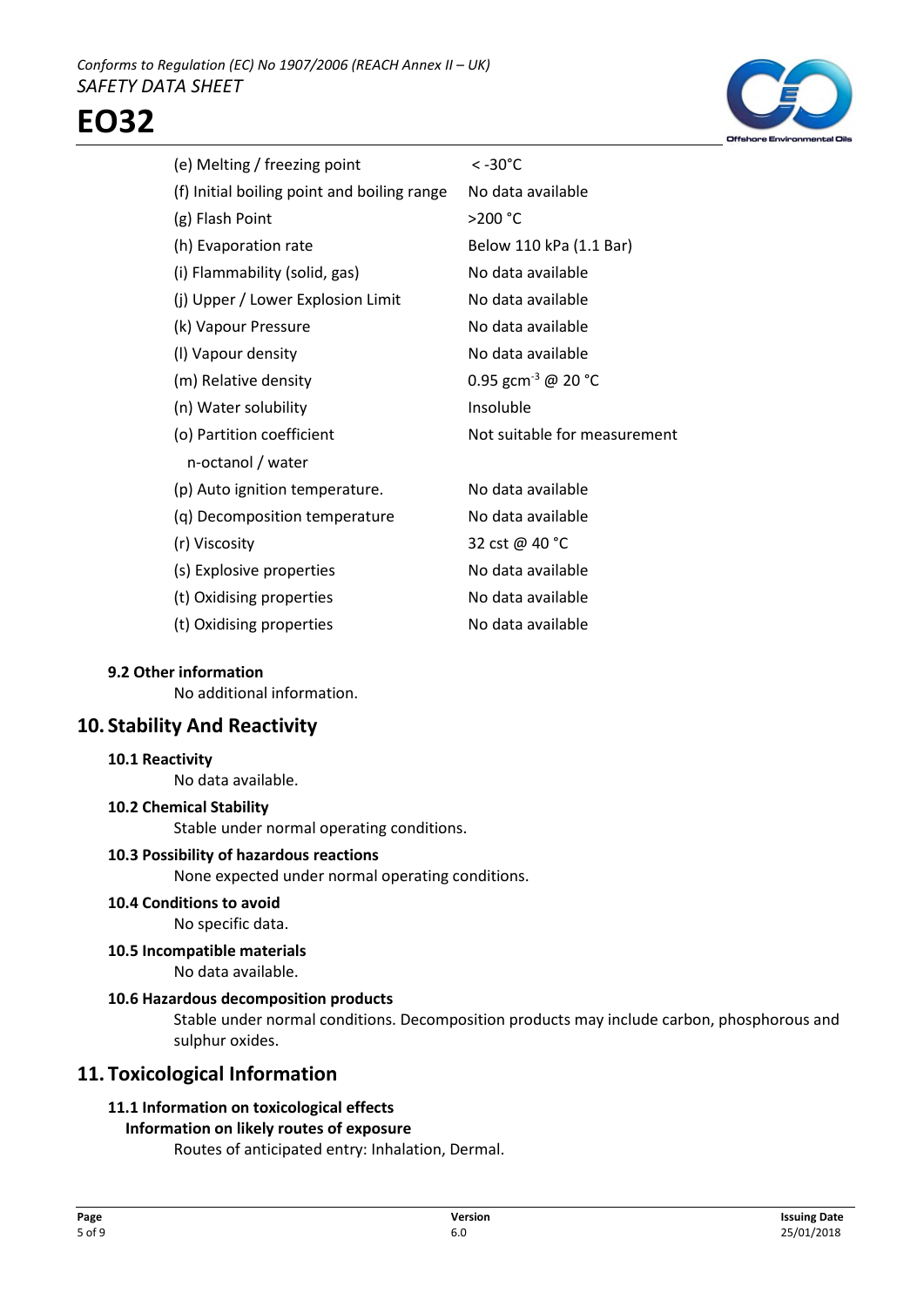| | |
|---|---|
| (e) Melting / freezing point | < -30°C |
| (f) Initial boiling point and boiling range | No data available |
| (g) Flash Point | >200 °C |
| (h) Evaporation rate | Below 110 kPa (1.1 Bar) |
| (i) Flammability (solid, gas) | No data available |
| (j) Upper / Lower Explosion Limit | No data available |
| (k) Vapour Pressure | No data available |
| (l) Vapour density | No data available |
| (m) Relative density | 0.95 $gcm^{-3}$ @ 20 °C |
| (n) Water solubility | Insoluble |
| (o) Partition coefficient n-octanol / water | Not suitable for measurement |
| (p) Auto ignition temperature. | No data available |
| (q) Decomposition temperature | No data available |
| (r) Viscosity | 32 cst @ 40 °C |
| (s) Explosive properties | No data available |
| (t) Oxidising properties | No data available |
| (t) Oxidising properties | No data available |

### 9.2 Other information

No additional information.

## 10. Stability And Reactivity

### 10.1 Reactivity

No data available.

### 10.2 Chemical Stability

Stable under normal operating conditions.

### 10.3 Possibility of hazardous reactions

None expected under normal operating conditions.

### 10.4 Conditions to avoid

No specific data.

### 10.5 Incompatible materials

No data available.

### 10.6 Hazardous decomposition products

Stable under normal conditions. Decomposition products may include carbon, phosphorous and sulphur oxides.

## 11. Toxicological Information

### 11.1 Information on toxicological effects

**Information on likely routes of exposure**

Routes of anticipated entry: Inhalation, Dermal.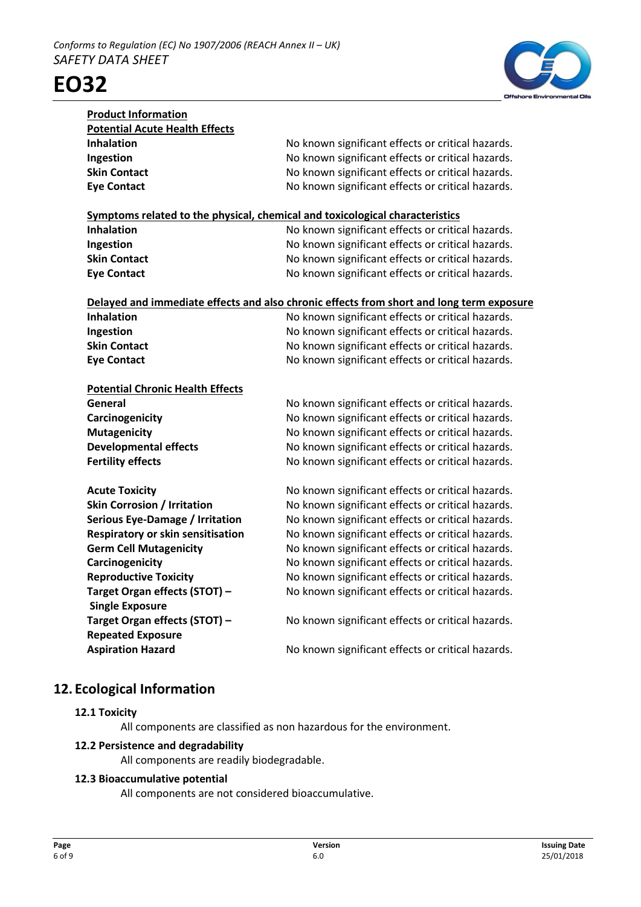**Product Information**

**Potential Acute Health Effects**

| | |
|---|---|
| **Inhalation** | No known significant effects or critical hazards. |
| **Ingestion** | No known significant effects or critical hazards. |
| **Skin Contact** | No known significant effects or critical hazards. |
| **Eye Contact** | No known significant effects or critical hazards. |

**Symptoms related to the physical, chemical and toxicological characteristics**

| | |
|---|---|
| **Inhalation** | No known significant effects or critical hazards. |
| **Ingestion** | No known significant effects or critical hazards. |
| **Skin Contact** | No known significant effects or critical hazards. |
| **Eye Contact** | No known significant effects or critical hazards. |

**Delayed and immediate effects and also chronic effects from short and long term exposure**

| | |
|---|---|
| **Inhalation** | No known significant effects or critical hazards. |
| **Ingestion** | No known significant effects or critical hazards. |
| **Skin Contact** | No known significant effects or critical hazards. |
| **Eye Contact** | No known significant effects or critical hazards. |

**Potential Chronic Health Effects**

| | |
|---|---|
| **General** | No known significant effects or critical hazards. |
| **Carcinogenicity** | No known significant effects or critical hazards. |
| **Mutagenicity** | No known significant effects or critical hazards. |
| **Developmental effects** | No known significant effects or critical hazards. |
| **Fertility effects** | No known significant effects or critical hazards. |

| | |
|---|---|
| **Acute Toxicity** | No known significant effects or critical hazards. |
| **Skin Corrosion / Irritation** | No known significant effects or critical hazards. |
| **Serious Eye-Damage / Irritation** | No known significant effects or critical hazards. |
| **Respiratory or skin sensitisation** | No known significant effects or critical hazards. |
| **Germ Cell Mutagenicity** | No known significant effects or critical hazards. |
| **Carcinogenicity** | No known significant effects or critical hazards. |
| **Reproductive Toxicity** | No known significant effects or critical hazards. |
| **Target Organ effects (STOT) – Single Exposure** | No known significant effects or critical hazards. |
| **Target Organ effects (STOT) – Repeated Exposure** | No known significant effects or critical hazards. |
| **Aspiration Hazard** | No known significant effects or critical hazards. |

## 12. Ecological Information

### 12.1 Toxicity

All components are classified as non hazardous for the environment.

### 12.2 Persistence and degradability

All components are readily biodegradable.

### 12.3 Bioaccumulative potential

All components are not considered bioaccumulative.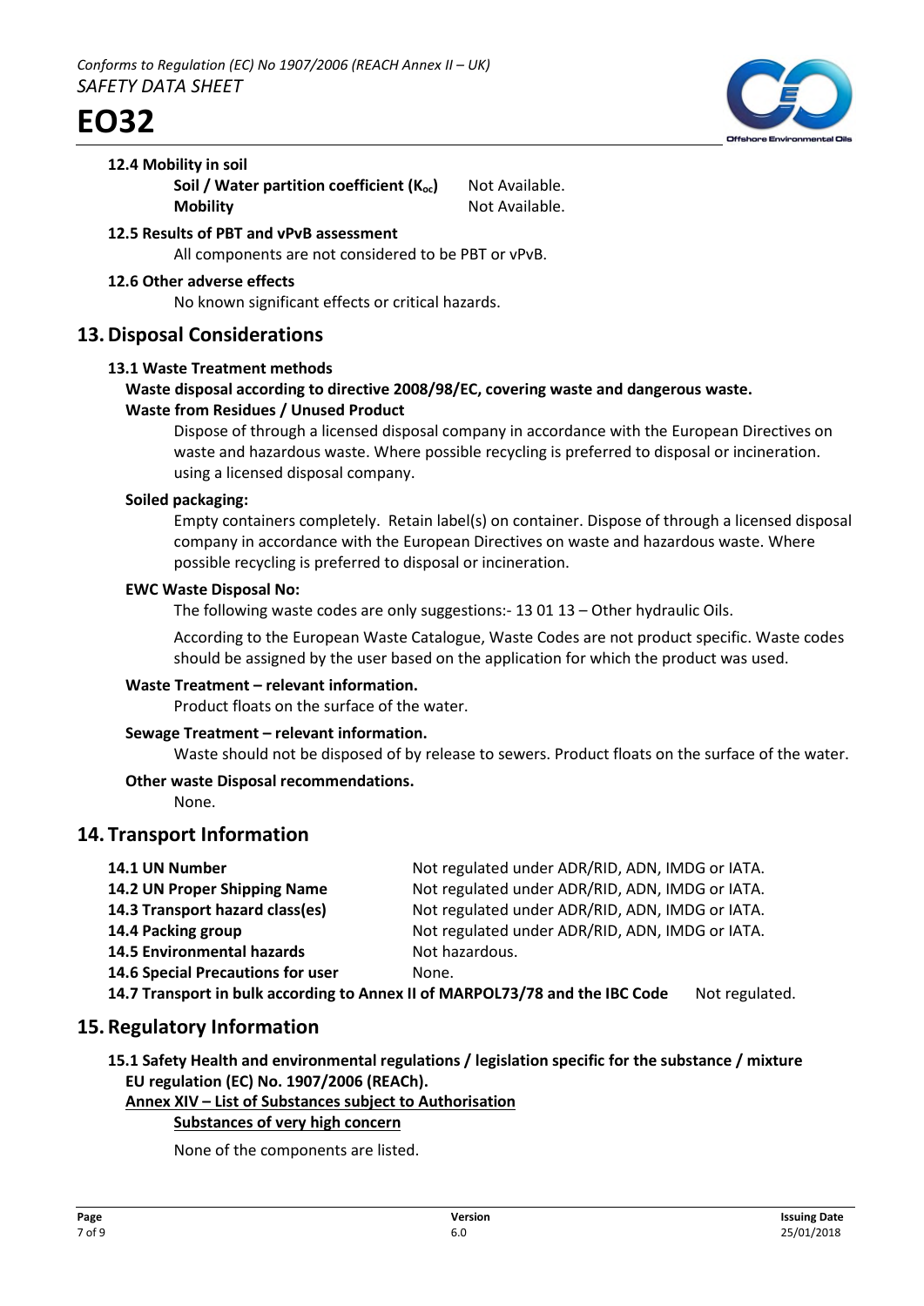#### 12.4 Mobility in soil

**Soil / Water partition coefficient ($K_{oc}$)** Not Available.
**Mobility** Not Available.

#### 12.5 Results of PBT and vPvB assessment

All components are not considered to be PBT or vPvB.

#### 12.6 Other adverse effects

No known significant effects or critical hazards.

## 13. Disposal Considerations

#### 13.1 Waste Treatment methods

**Waste disposal according to directive 2008/98/EC, covering waste and dangerous waste.**

**Waste from Residues / Unused Product**

Dispose of through a licensed disposal company in accordance with the European Directives on waste and hazardous waste. Where possible recycling is preferred to disposal or incineration. using a licensed disposal company.

**Soiled packaging:**

Empty containers completely. Retain label(s) on container. Dispose of through a licensed disposal company in accordance with the European Directives on waste and hazardous waste. Where possible recycling is preferred to disposal or incineration.

**EWC Waste Disposal No:**

The following waste codes are only suggestions:- 13 01 13 – Other hydraulic Oils.

According to the European Waste Catalogue, Waste Codes are not product specific. Waste codes should be assigned by the user based on the application for which the product was used.

**Waste Treatment – relevant information.**

Product floats on the surface of the water.

**Sewage Treatment – relevant information.**

Waste should not be disposed of by release to sewers. Product floats on the surface of the water.

**Other waste Disposal recommendations.**

None.

## 14. Transport Information

**14.1 UN Number** Not regulated under ADR/RID, ADN, IMDG or IATA.
**14.2 UN Proper Shipping Name** Not regulated under ADR/RID, ADN, IMDG or IATA.
**14.3 Transport hazard class(es)** Not regulated under ADR/RID, ADN, IMDG or IATA.
**14.4 Packing group** Not regulated under ADR/RID, ADN, IMDG or IATA.
**14.5 Environmental hazards** Not hazardous.
**14.6 Special Precautions for user** None.
**14.7 Transport in bulk according to Annex II of MARPOL73/78 and the IBC Code** Not regulated.

## 15. Regulatory Information

**15.1 Safety Health and environmental regulations / legislation specific for the substance / mixture EU regulation (EC) No. 1907/2006 (REACh).**

**Annex XIV – List of Substances subject to Authorisation**

**Substances of very high concern**

None of the components are listed.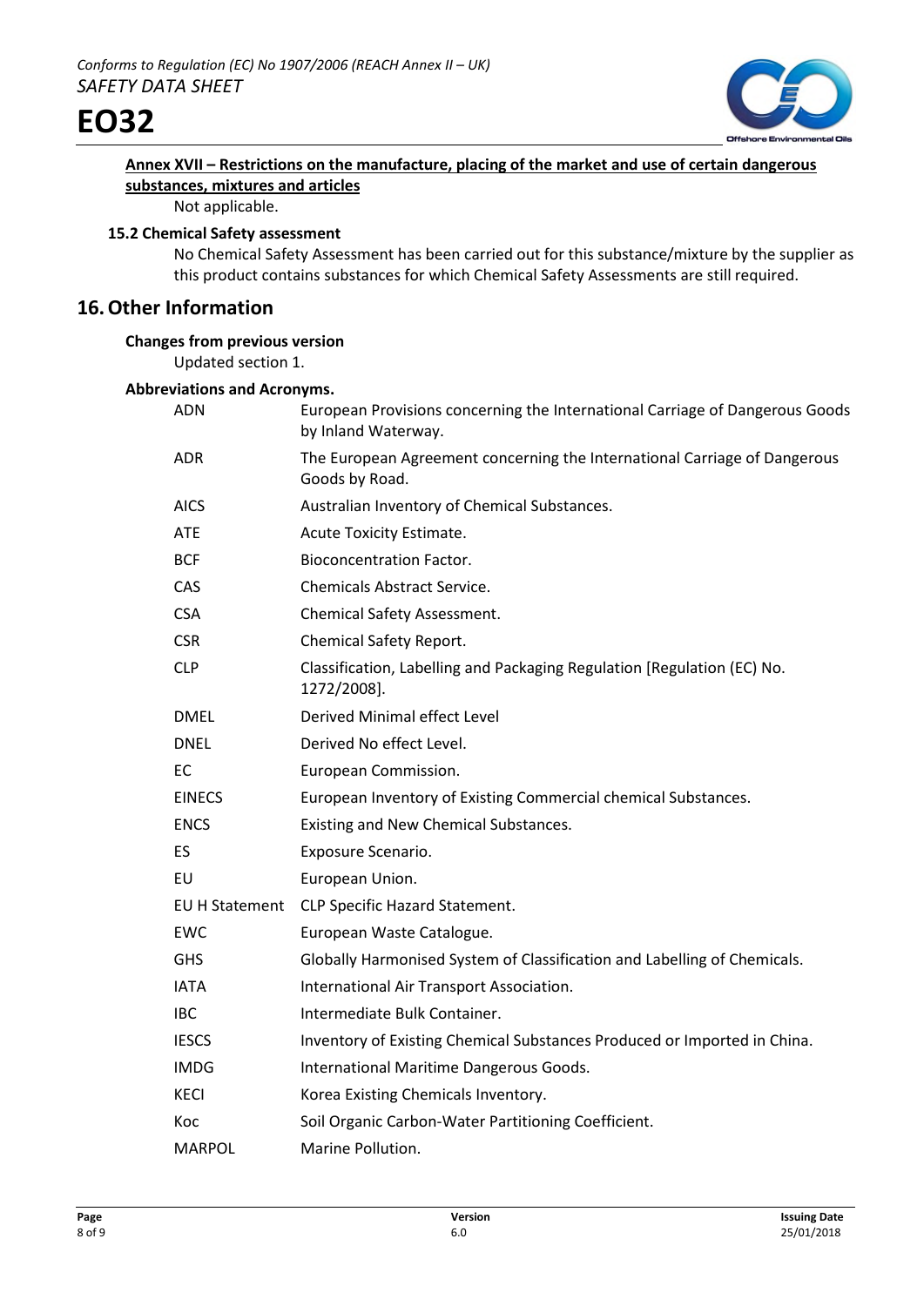**Annex XVII – Restrictions on the manufacture, placing of the market and use of certain dangerous substances, mixtures and articles**

Not applicable.

### 15.2 Chemical Safety assessment

No Chemical Safety Assessment has been carried out for this substance/mixture by the supplier as this product contains substances for which Chemical Safety Assessments are still required.

## 16. Other Information

**Changes from previous version**

Updated section 1.

**Abbreviations and Acronyms.**

| | |
|---|---|
| ADN | European Provisions concerning the International Carriage of Dangerous Goods by Inland Waterway. |
| ADR | The European Agreement concerning the International Carriage of Dangerous Goods by Road. |
| AICS | Australian Inventory of Chemical Substances. |
| ATE | Acute Toxicity Estimate. |
| BCF | Bioconcentration Factor. |
| CAS | Chemicals Abstract Service. |
| CSA | Chemical Safety Assessment. |
| CSR | Chemical Safety Report. |
| CLP | Classification, Labelling and Packaging Regulation [Regulation (EC) No. 1272/2008]. |
| DMEL | Derived Minimal effect Level |
| DNEL | Derived No effect Level. |
| EC | European Commission. |
| EINECS | European Inventory of Existing Commercial chemical Substances. |
| ENCS | Existing and New Chemical Substances. |
| ES | Exposure Scenario. |
| EU | European Union. |
| EU H Statement | CLP Specific Hazard Statement. |
| EWC | European Waste Catalogue. |
| GHS | Globally Harmonised System of Classification and Labelling of Chemicals. |
| IATA | International Air Transport Association. |
| IBC | Intermediate Bulk Container. |
| IESCS | Inventory of Existing Chemical Substances Produced or Imported in China. |
| IMDG | International Maritime Dangerous Goods. |
| KECI | Korea Existing Chemicals Inventory. |
| Koc | Soil Organic Carbon-Water Partitioning Coefficient. |
| MARPOL | Marine Pollution. |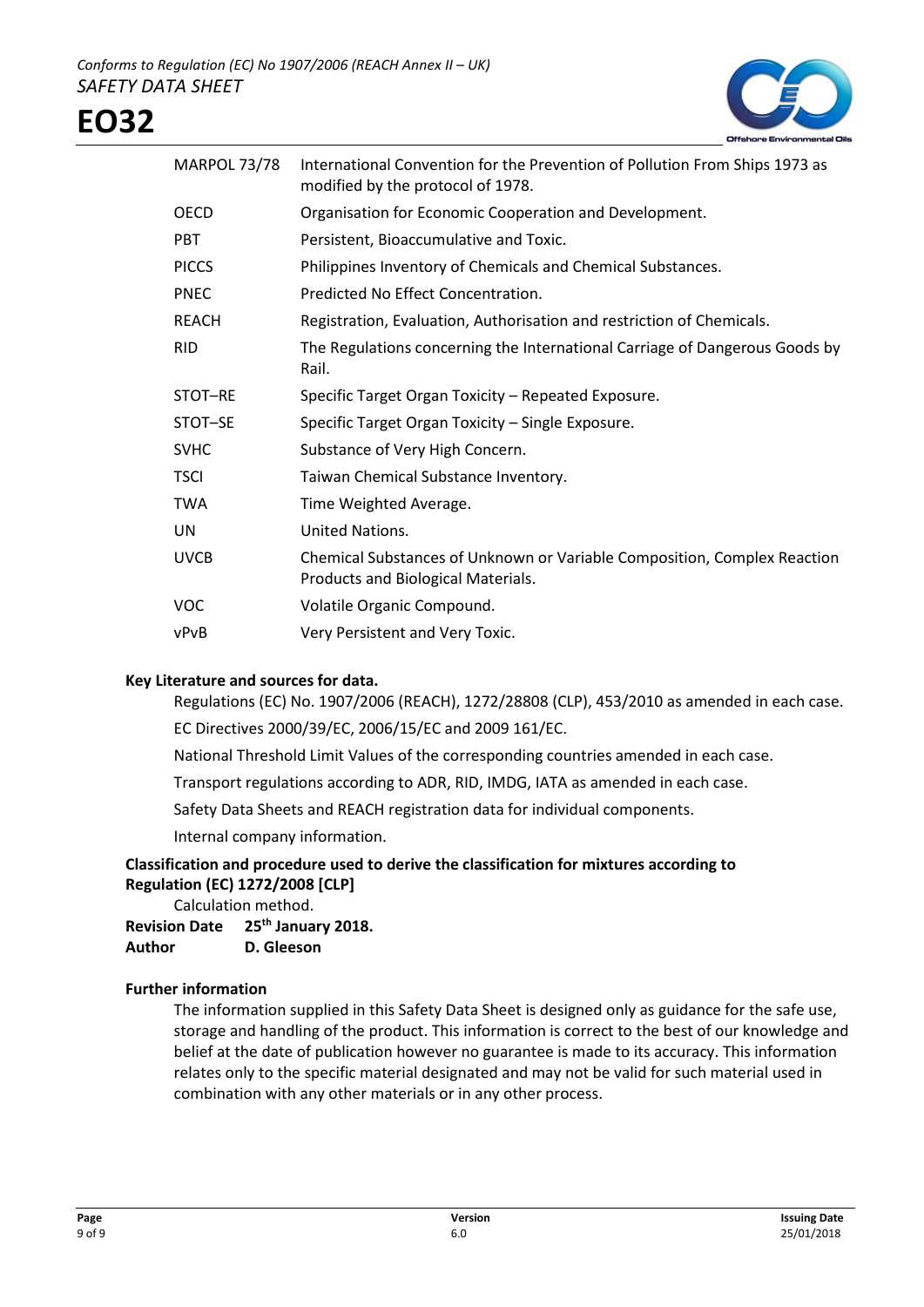| | |
|---|---|
| MARPOL 73/78 | International Convention for the Prevention of Pollution From Ships 1973 as modified by the protocol of 1978. |
| OECD | Organisation for Economic Cooperation and Development. |
| PBT | Persistent, Bioaccumulative and Toxic. |
| PICCS | Philippines Inventory of Chemicals and Chemical Substances. |
| PNEC | Predicted No Effect Concentration. |
| REACH | Registration, Evaluation, Authorisation and restriction of Chemicals. |
| RID | The Regulations concerning the International Carriage of Dangerous Goods by Rail. |
| STOT–RE | Specific Target Organ Toxicity – Repeated Exposure. |
| STOT–SE | Specific Target Organ Toxicity – Single Exposure. |
| SVHC | Substance of Very High Concern. |
| TSCI | Taiwan Chemical Substance Inventory. |
| TWA | Time Weighted Average. |
| UN | United Nations. |
| UVCB | Chemical Substances of Unknown or Variable Composition, Complex Reaction Products and Biological Materials. |
| VOC | Volatile Organic Compound. |
| vPvB | Very Persistent and Very Toxic. |

**Key Literature and sources for data.**

Regulations (EC) No. 1907/2006 (REACH), 1272/28808 (CLP), 453/2010 as amended in each case.

EC Directives 2000/39/EC, 2006/15/EC and 2009 161/EC.

National Threshold Limit Values of the corresponding countries amended in each case.

Transport regulations according to ADR, RID, IMDG, IATA as amended in each case.

Safety Data Sheets and REACH registration data for individual components.

Internal company information.

**Classification and procedure used to derive the classification for mixtures according to Regulation (EC) 1272/2008 [CLP]**

Calculation method.

**Revision Date** **25th January 2018.**

**Author** **D. Gleeson**

**Further information**

The information supplied in this Safety Data Sheet is designed only as guidance for the safe use, storage and handling of the product. This information is correct to the best of our knowledge and belief at the date of publication however no guarantee is made to its accuracy. This information relates only to the specific material designated and may not be valid for such material used in combination with any other materials or in any other process.